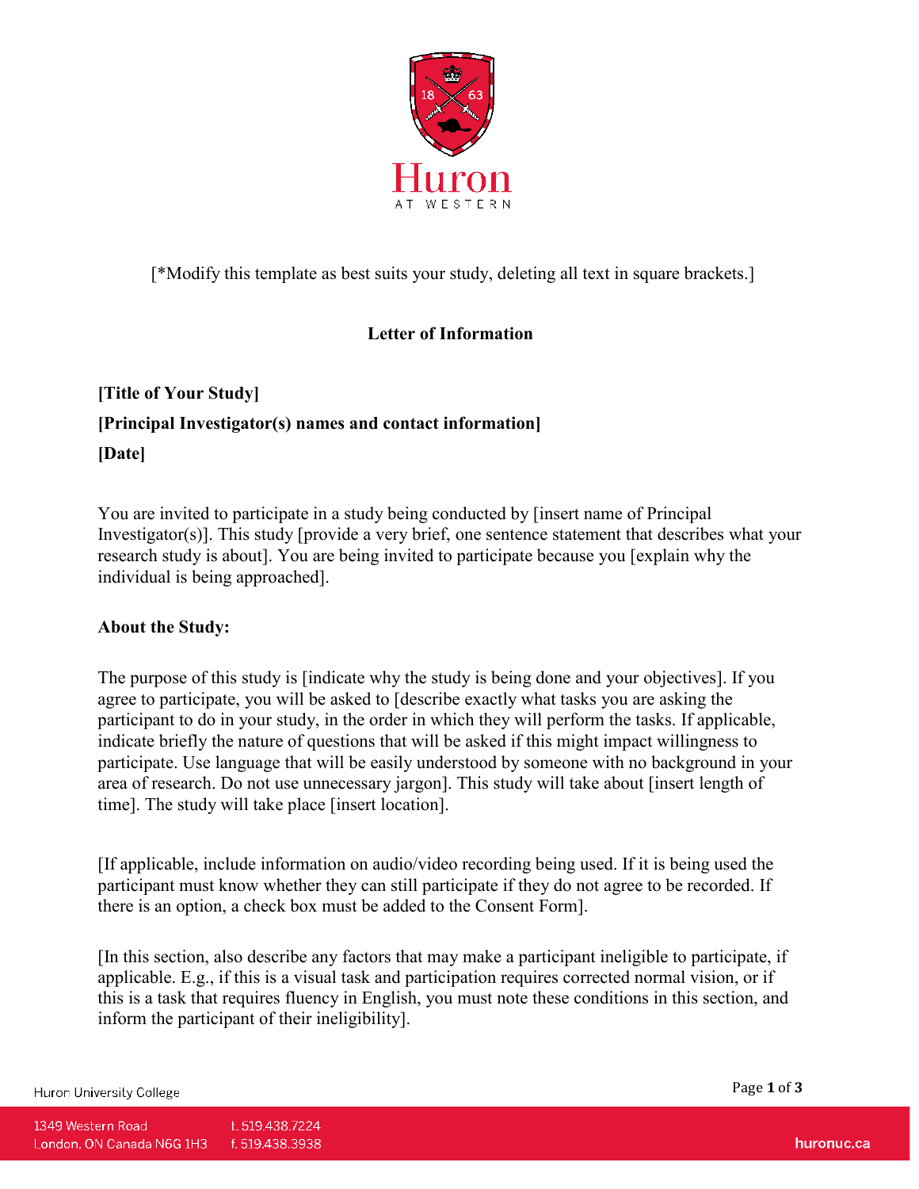[*Modify this template as best suits your study, deleting all text in square brackets.]

## Letter of Information

**[Title of Your Study]**

**[Principal Investigator(s) names and contact information]**

**[Date]**

You are invited to participate in a study being conducted by [insert name of Principal Investigator(s)]. This study [provide a very brief, one sentence statement that describes what your research study is about]. You are being invited to participate because you [explain why the individual is being approached].

**About the Study:**

The purpose of this study is [indicate why the study is being done and your objectives]. If you agree to participate, you will be asked to [describe exactly what tasks you are asking the participant to do in your study, in the order in which they will perform the tasks. If applicable, indicate briefly the nature of questions that will be asked if this might impact willingness to participate. Use language that will be easily understood by someone with no background in your area of research. Do not use unnecessary jargon]. This study will take about [insert length of time]. The study will take place [insert location].

[If applicable, include information on audio/video recording being used. If it is being used the participant must know whether they can still participate if they do not agree to be recorded. If there is an option, a check box must be added to the Consent Form].

[In this section, also describe any factors that may make a participant ineligible to participate, if applicable. E.g., if this is a visual task and participation requires corrected normal vision, or if this is a task that requires fluency in English, you must note these conditions in this section, and inform the participant of their ineligibility].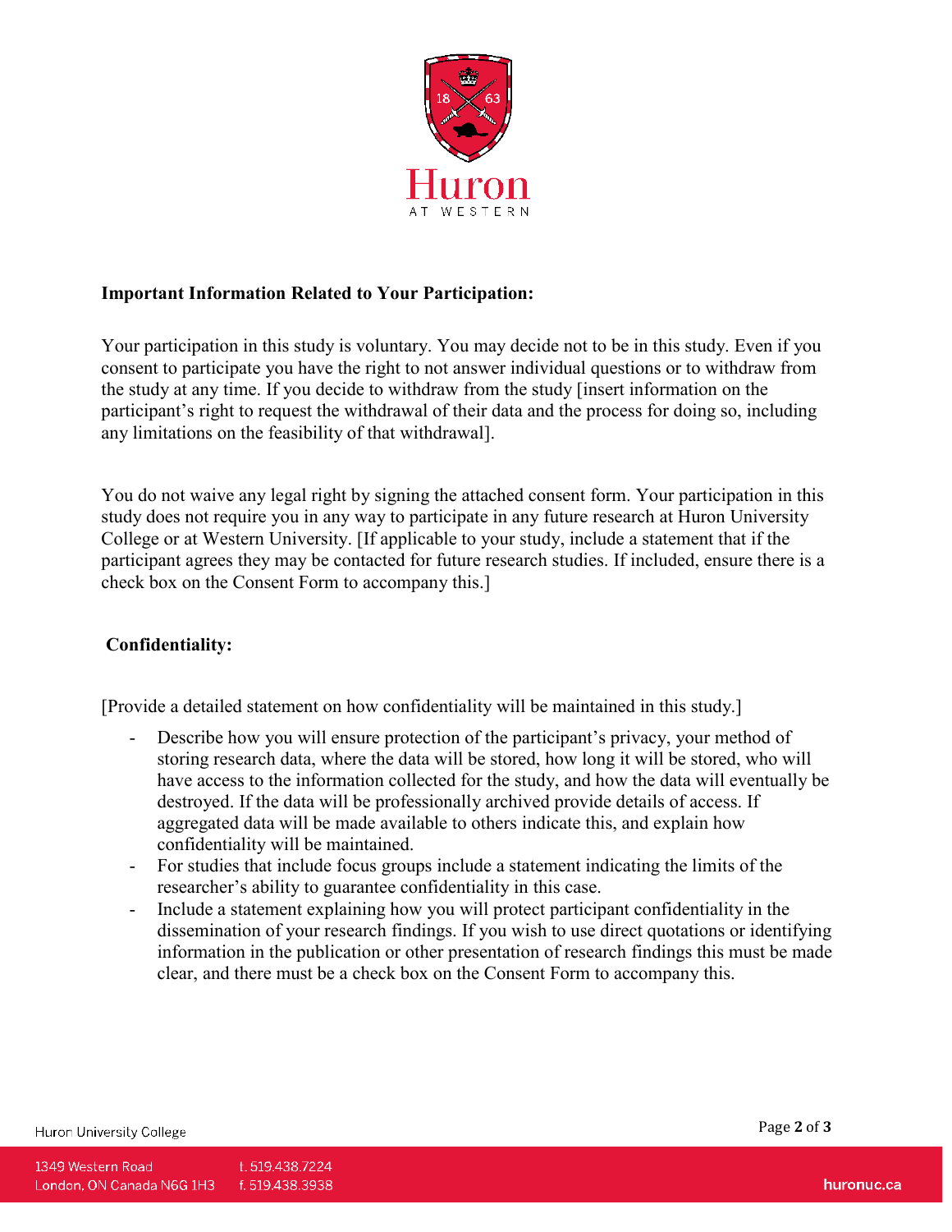**Important Information Related to Your Participation:**

Your participation in this study is voluntary. You may decide not to be in this study. Even if you consent to participate you have the right to not answer individual questions or to withdraw from the study at any time. If you decide to withdraw from the study [insert information on the participant's right to request the withdrawal of their data and the process for doing so, including any limitations on the feasibility of that withdrawal].

You do not waive any legal right by signing the attached consent form. Your participation in this study does not require you in any way to participate in any future research at Huron University College or at Western University. [If applicable to your study, include a statement that if the participant agrees they may be contacted for future research studies. If included, ensure there is a check box on the Consent Form to accompany this.]

**Confidentiality:**

[Provide a detailed statement on how confidentiality will be maintained in this study.]

- Describe how you will ensure protection of the participant's privacy, your method of storing research data, where the data will be stored, how long it will be stored, who will have access to the information collected for the study, and how the data will eventually be destroyed. If the data will be professionally archived provide details of access. If aggregated data will be made available to others indicate this, and explain how confidentiality will be maintained.
- For studies that include focus groups include a statement indicating the limits of the researcher's ability to guarantee confidentiality in this case.
- Include a statement explaining how you will protect participant confidentiality in the dissemination of your research findings. If you wish to use direct quotations or identifying information in the publication or other presentation of research findings this must be made clear, and there must be a check box on the Consent Form to accompany this.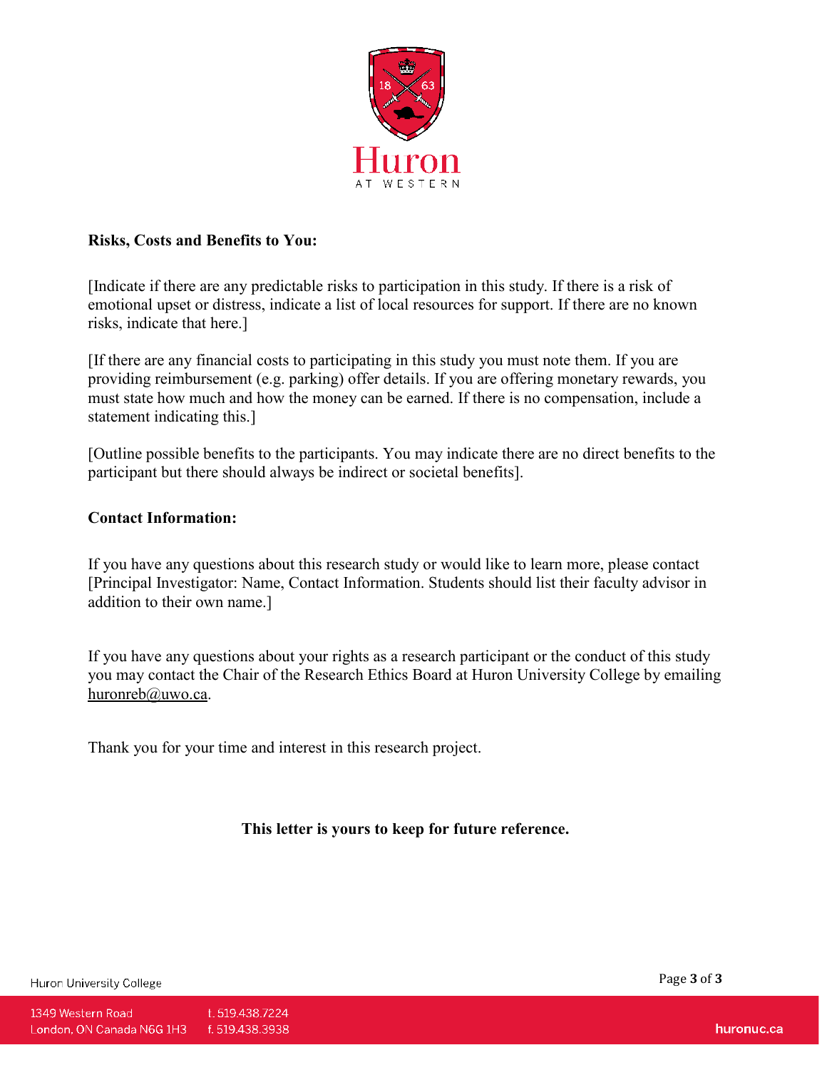**Risks, Costs and Benefits to You:**

[Indicate if there are any predictable risks to participation in this study. If there is a risk of emotional upset or distress, indicate a list of local resources for support. If there are no known risks, indicate that here.]

[If there are any financial costs to participating in this study you must note them. If you are providing reimbursement (e.g. parking) offer details. If you are offering monetary rewards, you must state how much and how the money can be earned. If there is no compensation, include a statement indicating this.]

[Outline possible benefits to the participants. You may indicate there are no direct benefits to the participant but there should always be indirect or societal benefits].

**Contact Information:**

If you have any questions about this research study or would like to learn more, please contact [Principal Investigator: Name, Contact Information. Students should list their faculty advisor in addition to their own name.]

If you have any questions about your rights as a research participant or the conduct of this study you may contact the Chair of the Research Ethics Board at Huron University College by emailing huronreb@uwo.ca.

Thank you for your time and interest in this research project.

**This letter is yours to keep for future reference.**